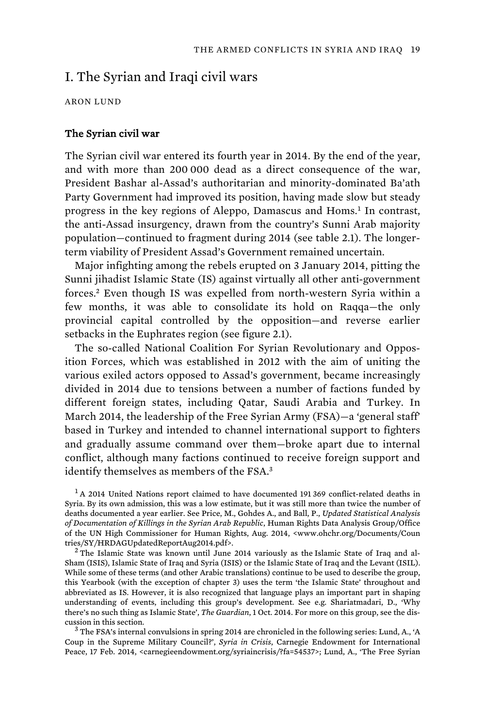# I. The Syrian and Iraqi civil wars

ARON LUND

## The Syrian civil war

The Syrian civil war entered its fourth year in 2014. By the end of the year, and with more than 200 000 dead as a direct consequence of the war, President Bashar al-Assad's authoritarian and minority-dominated Ba'ath Party Government had improved its position, having made slow but steady progress in the key regions of Aleppo, Damascus and Homs.[1] In contrast, the anti-Assad insurgency, drawn from the country's Sunni Arab majority population—continued to fragment during 2014 (see table 2.1). The longer-term viability of President Assad's Government remained uncertain.

Major infighting among the rebels erupted on 3 January 2014, pitting the Sunni jihadist Islamic State (IS) against virtually all other anti-government forces.[2] Even though IS was expelled from north-western Syria within a few months, it was able to consolidate its hold on Raqqa—the only provincial capital controlled by the opposition—and reverse earlier setbacks in the Euphrates region (see figure 2.1).

The so-called National Coalition For Syrian Revolutionary and Opposition Forces, which was established in 2012 with the aim of uniting the various exiled actors opposed to Assad's government, became increasingly divided in 2014 due to tensions between a number of factions funded by different foreign states, including Qatar, Saudi Arabia and Turkey. In March 2014, the leadership of the Free Syrian Army (FSA)—a 'general staff' based in Turkey and intended to channel international support to fighters and gradually assume command over them—broke apart due to internal conflict, although many factions continued to receive foreign support and identify themselves as members of the FSA.[3]

[1] A 2014 United Nations report claimed to have documented 191 369 conflict-related deaths in Syria. By its own admission, this was a low estimate, but it was still more than twice the number of deaths documented a year earlier. See Price, M., Gohdes A., and Ball, P., *Updated Statistical Analysis of Documentation of Killings in the Syrian Arab Republic*, Human Rights Data Analysis Group/Office of the UN High Commissioner for Human Rights, Aug. 2014, <www.ohchr.org/Documents/Countries/SY/HRDAGUpdatedReportAug2014.pdf>.

[2] The Islamic State was known until June 2014 variously as the Islamic State of Iraq and al-Sham (ISIS), Islamic State of Iraq and Syria (ISIS) or the Islamic State of Iraq and the Levant (ISIL). While some of these terms (and other Arabic translations) continue to be used to describe the group, this Yearbook (with the exception of chapter 3) uses the term 'the Islamic State' throughout and abbreviated as IS. However, it is also recognized that language plays an important part in shaping understanding of events, including this group's development. See e.g. Shariatmadari, D., 'Why there's no such thing as Islamic State', *The Guardian*, 1 Oct. 2014. For more on this group, see the discussion in this section.

[3] The FSA's internal convulsions in spring 2014 are chronicled in the following series: Lund, A., 'A Coup in the Supreme Military Council?', *Syria in Crisis*, Carnegie Endowment for International Peace, 17 Feb. 2014, <carnegieendowment.org/syriaincrisis/?fa=54537>; Lund, A., 'The Free Syrian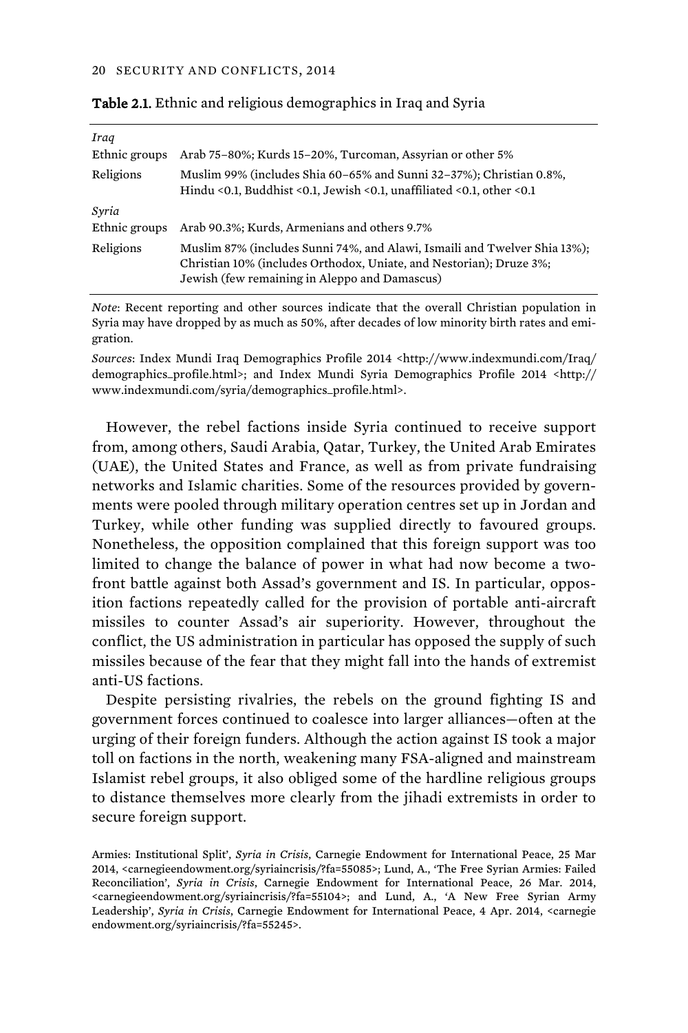**Table 2.1.** Ethnic and religious demographics in Iraq and Syria

| | |
|---|---|
| *Iraq* | |
| Ethnic groups | Arab 75–80%; Kurds 15–20%, Turcoman, Assyrian or other 5% |
| Religions | Muslim 99% (includes Shia 60–65% and Sunni 32–37%); Christian 0.8%, Hindu <0.1, Buddhist <0.1, Jewish <0.1, unaffiliated <0.1, other <0.1 |
| *Syria* | |
| Ethnic groups | Arab 90.3%; Kurds, Armenians and others 9.7% |
| Religions | Muslim 87% (includes Sunni 74%, and Alawi, Ismaili and Twelver Shia 13%); Christian 10% (includes Orthodox, Uniate, and Nestorian); Druze 3%; Jewish (few remaining in Aleppo and Damascus) |

*Note*: Recent reporting and other sources indicate that the overall Christian population in Syria may have dropped by as much as 50%, after decades of low minority birth rates and emigration.

*Sources*: Index Mundi Iraq Demographics Profile 2014 <http://www.indexmundi.com/Iraq/demographics_profile.html>; and Index Mundi Syria Demographics Profile 2014 <http://www.indexmundi.com/syria/demographics_profile.html>.

However, the rebel factions inside Syria continued to receive support from, among others, Saudi Arabia, Qatar, Turkey, the United Arab Emirates (UAE), the United States and France, as well as from private fundraising networks and Islamic charities. Some of the resources provided by governments were pooled through military operation centres set up in Jordan and Turkey, while other funding was supplied directly to favoured groups. Nonetheless, the opposition complained that this foreign support was too limited to change the balance of power in what had now become a two-front battle against both Assad's government and IS. In particular, opposition factions repeatedly called for the provision of portable anti-aircraft missiles to counter Assad's air superiority. However, throughout the conflict, the US administration in particular has opposed the supply of such missiles because of the fear that they might fall into the hands of extremist anti-US factions.

Despite persisting rivalries, the rebels on the ground fighting IS and government forces continued to coalesce into larger alliances—often at the urging of their foreign funders. Although the action against IS took a major toll on factions in the north, weakening many FSA-aligned and mainstream Islamist rebel groups, it also obliged some of the hardline religious groups to distance themselves more clearly from the jihadi extremists in order to secure foreign support.

Armies: Institutional Split', *Syria in Crisis*, Carnegie Endowment for International Peace, 25 Mar 2014, <carnegieendowment.org/syriaincrisis/?fa=55085>; Lund, A., 'The Free Syrian Armies: Failed Reconciliation', *Syria in Crisis*, Carnegie Endowment for International Peace, 26 Mar. 2014, <carnegieendowment.org/syriaincrisis/?fa=55104>; and Lund, A., 'A New Free Syrian Army Leadership', *Syria in Crisis*, Carnegie Endowment for International Peace, 4 Apr. 2014, <carnegieendowment.org/syriaincrisis/?fa=55245>.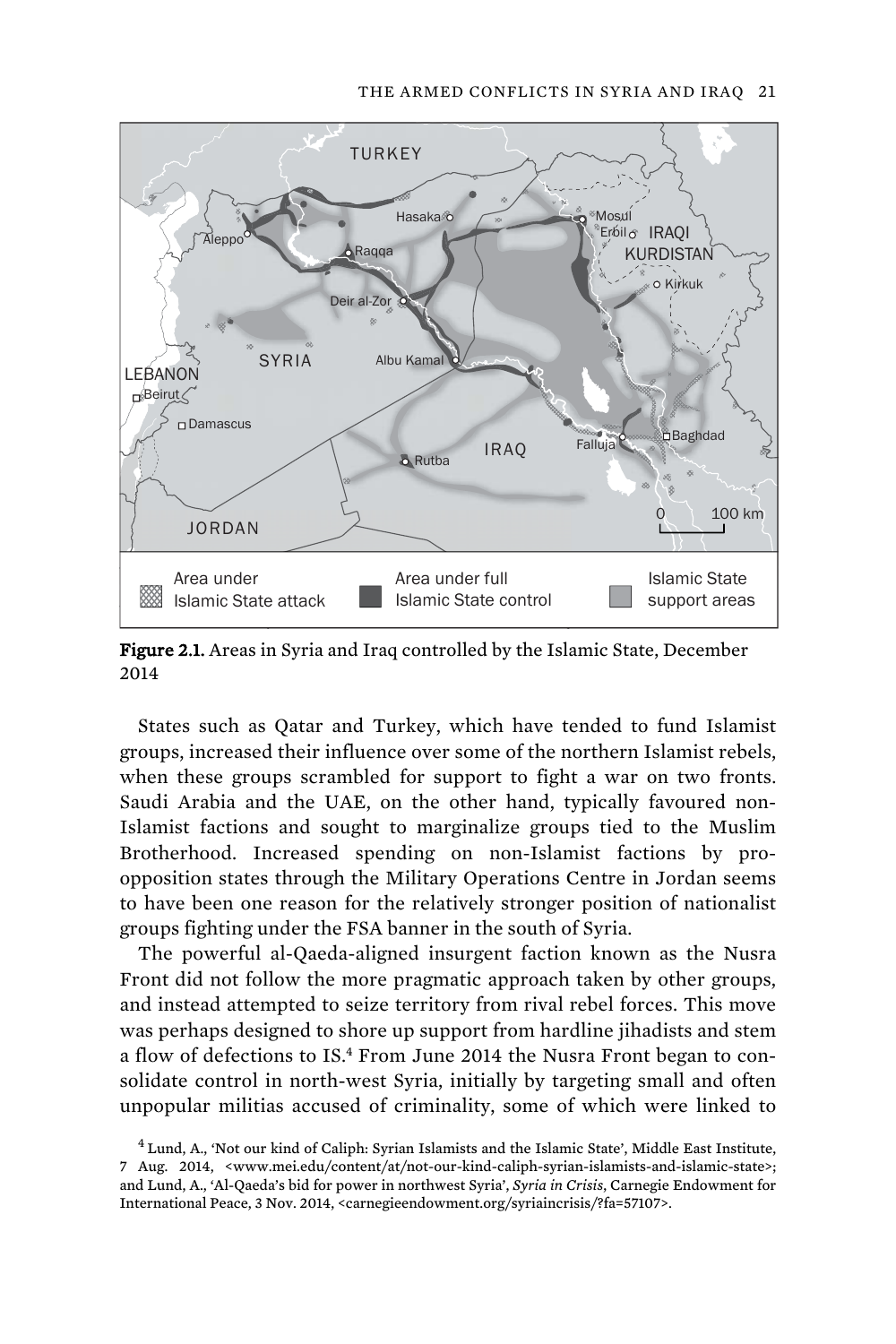Figure 2.1. Areas in Syria and Iraq controlled by the Islamic State, December 2014

States such as Qatar and Turkey, which have tended to fund Islamist groups, increased their influence over some of the northern Islamist rebels, when these groups scrambled for support to fight a war on two fronts. Saudi Arabia and the UAE, on the other hand, typically favoured non-Islamist factions and sought to marginalize groups tied to the Muslim Brotherhood. Increased spending on non-Islamist factions by pro-opposition states through the Military Operations Centre in Jordan seems to have been one reason for the relatively stronger position of nationalist groups fighting under the FSA banner in the south of Syria.

The powerful al-Qaeda-aligned insurgent faction known as the Nusra Front did not follow the more pragmatic approach taken by other groups, and instead attempted to seize territory from rival rebel forces. This move was perhaps designed to shore up support from hardline jihadists and stem a flow of defections to IS.[4] From June 2014 the Nusra Front began to consolidate control in north-west Syria, initially by targeting small and often unpopular militias accused of criminality, some of which were linked to

[4] Lund, A., 'Not our kind of Caliph: Syrian Islamists and the Islamic State', Middle East Institute, 7 Aug. 2014, <www.mei.edu/content/at/not-our-kind-caliph-syrian-islamists-and-islamic-state>; and Lund, A., 'Al-Qaeda's bid for power in northwest Syria', *Syria in Crisis*, Carnegie Endowment for International Peace, 3 Nov. 2014, <carnegieendowment.org/syriaincrisis/?fa=57107>.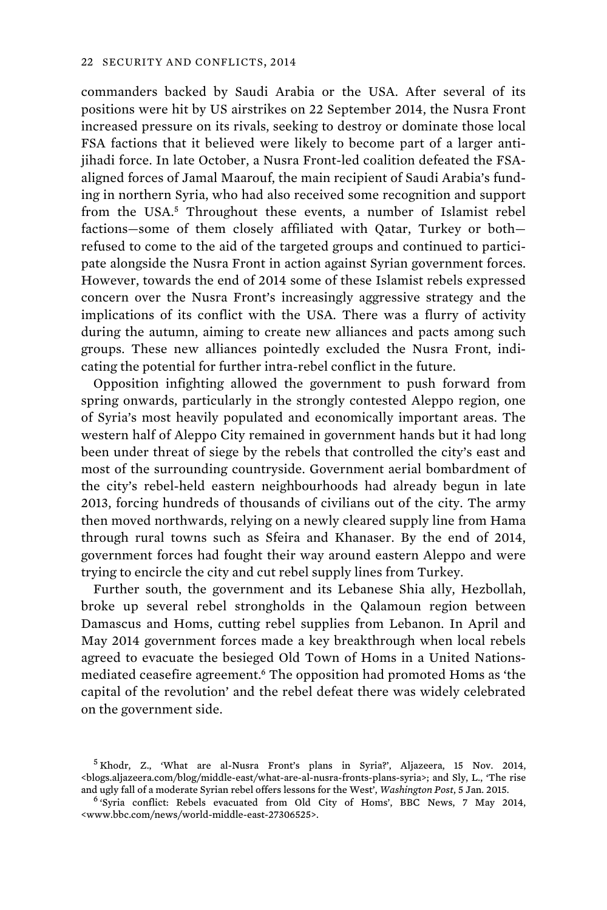commanders backed by Saudi Arabia or the USA. After several of its positions were hit by US airstrikes on 22 September 2014, the Nusra Front increased pressure on its rivals, seeking to destroy or dominate those local FSA factions that it believed were likely to become part of a larger anti-jihadi force. In late October, a Nusra Front-led coalition defeated the FSA-aligned forces of Jamal Maarouf, the main recipient of Saudi Arabia's funding in northern Syria, who had also received some recognition and support from the USA.[5] Throughout these events, a number of Islamist rebel factions—some of them closely affiliated with Qatar, Turkey or both—refused to come to the aid of the targeted groups and continued to participate alongside the Nusra Front in action against Syrian government forces. However, towards the end of 2014 some of these Islamist rebels expressed concern over the Nusra Front's increasingly aggressive strategy and the implications of its conflict with the USA. There was a flurry of activity during the autumn, aiming to create new alliances and pacts among such groups. These new alliances pointedly excluded the Nusra Front, indicating the potential for further intra-rebel conflict in the future.

Opposition infighting allowed the government to push forward from spring onwards, particularly in the strongly contested Aleppo region, one of Syria's most heavily populated and economically important areas. The western half of Aleppo City remained in government hands but it had long been under threat of siege by the rebels that controlled the city's east and most of the surrounding countryside. Government aerial bombardment of the city's rebel-held eastern neighbourhoods had already begun in late 2013, forcing hundreds of thousands of civilians out of the city. The army then moved northwards, relying on a newly cleared supply line from Hama through rural towns such as Sfeira and Khanaser. By the end of 2014, government forces had fought their way around eastern Aleppo and were trying to encircle the city and cut rebel supply lines from Turkey.

Further south, the government and its Lebanese Shia ally, Hezbollah, broke up several rebel strongholds in the Qalamoun region between Damascus and Homs, cutting rebel supplies from Lebanon. In April and May 2014 government forces made a key breakthrough when local rebels agreed to evacuate the besieged Old Town of Homs in a United Nations-mediated ceasefire agreement.[6] The opposition had promoted Homs as 'the capital of the revolution' and the rebel defeat there was widely celebrated on the government side.

[5] Khodr, Z., 'What are al-Nusra Front's plans in Syria?', Aljazeera, 15 Nov. 2014, <blogs.aljazeera.com/blog/middle-east/what-are-al-nusra-fronts-plans-syria>; and Sly, L., 'The rise and ugly fall of a moderate Syrian rebel offers lessons for the West', *Washington Post*, 5 Jan. 2015.

[6] 'Syria conflict: Rebels evacuated from Old City of Homs', BBC News, 7 May 2014, <www.bbc.com/news/world-middle-east-27306525>.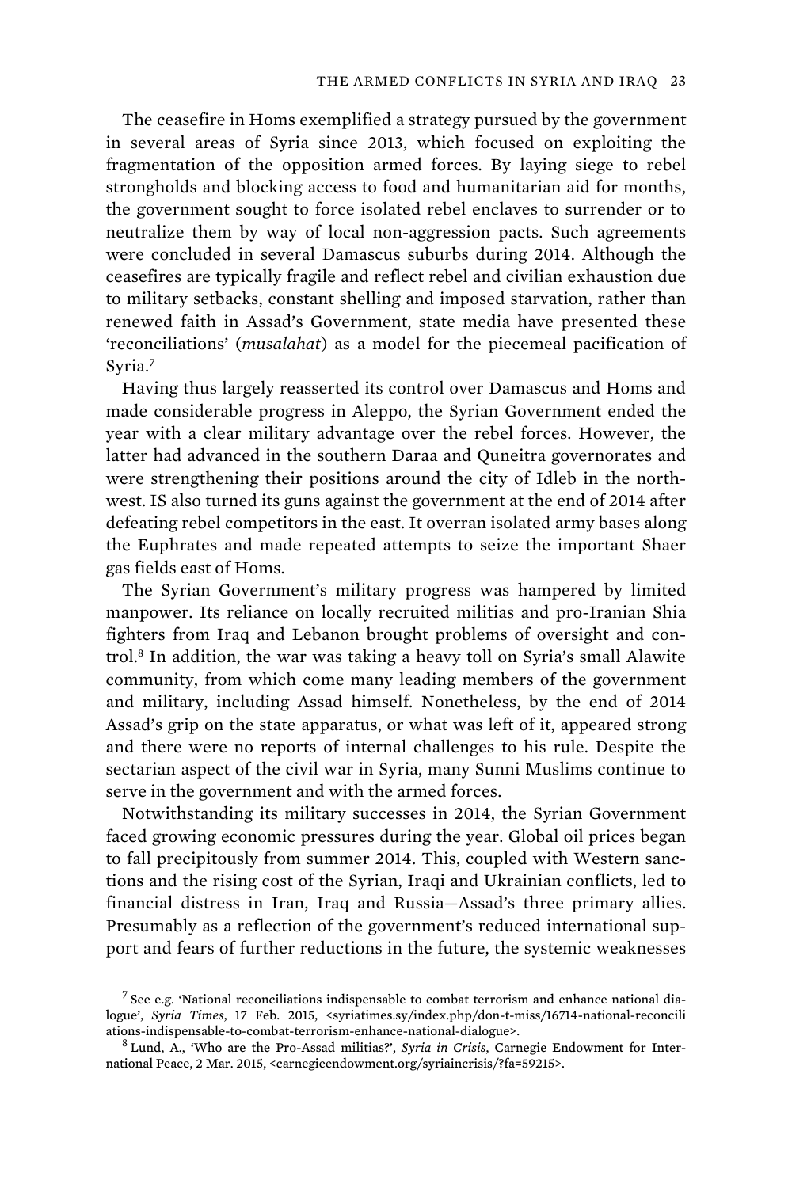The ceasefire in Homs exemplified a strategy pursued by the government in several areas of Syria since 2013, which focused on exploiting the fragmentation of the opposition armed forces. By laying siege to rebel strongholds and blocking access to food and humanitarian aid for months, the government sought to force isolated rebel enclaves to surrender or to neutralize them by way of local non-aggression pacts. Such agreements were concluded in several Damascus suburbs during 2014. Although the ceasefires are typically fragile and reflect rebel and civilian exhaustion due to military setbacks, constant shelling and imposed starvation, rather than renewed faith in Assad's Government, state media have presented these 'reconciliations' (*musalahat*) as a model for the piecemeal pacification of Syria.[7]

Having thus largely reasserted its control over Damascus and Homs and made considerable progress in Aleppo, the Syrian Government ended the year with a clear military advantage over the rebel forces. However, the latter had advanced in the southern Daraa and Quneitra governorates and were strengthening their positions around the city of Idleb in the northwest. IS also turned its guns against the government at the end of 2014 after defeating rebel competitors in the east. It overran isolated army bases along the Euphrates and made repeated attempts to seize the important Shaer gas fields east of Homs.

The Syrian Government's military progress was hampered by limited manpower. Its reliance on locally recruited militias and pro-Iranian Shia fighters from Iraq and Lebanon brought problems of oversight and control.[8] In addition, the war was taking a heavy toll on Syria's small Alawite community, from which come many leading members of the government and military, including Assad himself. Nonetheless, by the end of 2014 Assad's grip on the state apparatus, or what was left of it, appeared strong and there were no reports of internal challenges to his rule. Despite the sectarian aspect of the civil war in Syria, many Sunni Muslims continue to serve in the government and with the armed forces.

Notwithstanding its military successes in 2014, the Syrian Government faced growing economic pressures during the year. Global oil prices began to fall precipitously from summer 2014. This, coupled with Western sanctions and the rising cost of the Syrian, Iraqi and Ukrainian conflicts, led to financial distress in Iran, Iraq and Russia—Assad's three primary allies. Presumably as a reflection of the government's reduced international support and fears of further reductions in the future, the systemic weaknesses

---

[7] See e.g. 'National reconciliations indispensable to combat terrorism and enhance national dialogue', *Syria Times*, 17 Feb. 2015, <syriatimes.sy/index.php/don-t-miss/16714-national-reconciliations-indispensable-to-combat-terrorism-enhance-national-dialogue>.

[8] Lund, A., 'Who are the Pro-Assad militias?', *Syria in Crisis*, Carnegie Endowment for International Peace, 2 Mar. 2015, <carnegieendowment.org/syriaincrisis/?fa=59215>.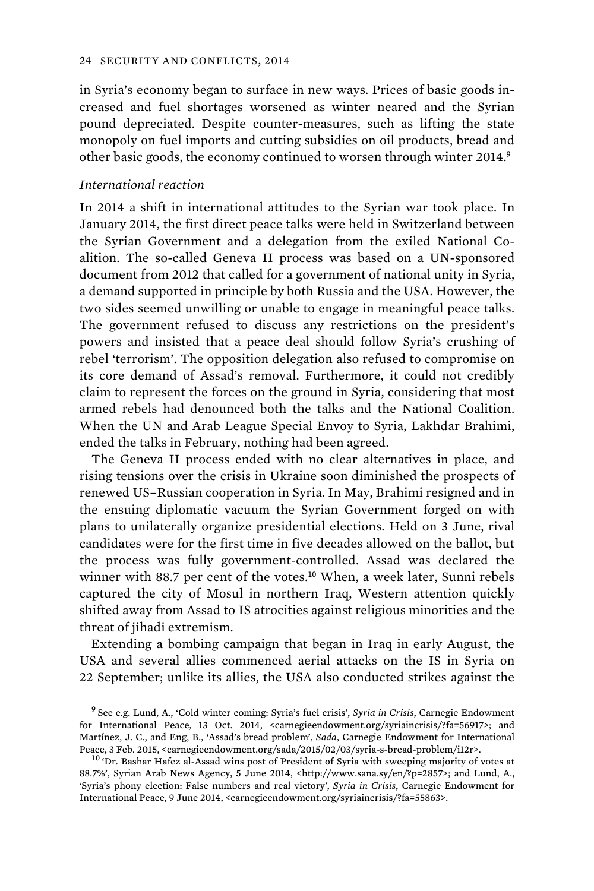in Syria's economy began to surface in new ways. Prices of basic goods increased and fuel shortages worsened as winter neared and the Syrian pound depreciated. Despite counter-measures, such as lifting the state monopoly on fuel imports and cutting subsidies on oil products, bread and other basic goods, the economy continued to worsen through winter 2014.[9]

*International reaction*

In 2014 a shift in international attitudes to the Syrian war took place. In January 2014, the first direct peace talks were held in Switzerland between the Syrian Government and a delegation from the exiled National Coalition. The so-called Geneva II process was based on a UN-sponsored document from 2012 that called for a government of national unity in Syria, a demand supported in principle by both Russia and the USA. However, the two sides seemed unwilling or unable to engage in meaningful peace talks. The government refused to discuss any restrictions on the president's powers and insisted that a peace deal should follow Syria's crushing of rebel 'terrorism'. The opposition delegation also refused to compromise on its core demand of Assad's removal. Furthermore, it could not credibly claim to represent the forces on the ground in Syria, considering that most armed rebels had denounced both the talks and the National Coalition. When the UN and Arab League Special Envoy to Syria, Lakhdar Brahimi, ended the talks in February, nothing had been agreed.

The Geneva II process ended with no clear alternatives in place, and rising tensions over the crisis in Ukraine soon diminished the prospects of renewed US–Russian cooperation in Syria. In May, Brahimi resigned and in the ensuing diplomatic vacuum the Syrian Government forged on with plans to unilaterally organize presidential elections. Held on 3 June, rival candidates were for the first time in five decades allowed on the ballot, but the process was fully government-controlled. Assad was declared the winner with 88.7 per cent of the votes.[10] When, a week later, Sunni rebels captured the city of Mosul in northern Iraq, Western attention quickly shifted away from Assad to IS atrocities against religious minorities and the threat of jihadi extremism.

Extending a bombing campaign that began in Iraq in early August, the USA and several allies commenced aerial attacks on the IS in Syria on 22 September; unlike its allies, the USA also conducted strikes against the

[9] See e.g. Lund, A., 'Cold winter coming: Syria's fuel crisis', *Syria in Crisis*, Carnegie Endowment for International Peace, 13 Oct. 2014, <carnegieendowment.org/syriaincrisis/?fa=56917>; and Martínez, J. C., and Eng, B., 'Assad's bread problem', *Sada*, Carnegie Endowment for International Peace, 3 Feb. 2015, <carnegieendowment.org/sada/2015/02/03/syria-s-bread-problem/i12r>.

[10] 'Dr. Bashar Hafez al-Assad wins post of President of Syria with sweeping majority of votes at 88.7%', Syrian Arab News Agency, 5 June 2014, <http://www.sana.sy/en/?p=2857>; and Lund, A., 'Syria's phony election: False numbers and real victory', *Syria in Crisis*, Carnegie Endowment for International Peace, 9 June 2014, <carnegieendowment.org/syriaincrisis/?fa=55863>.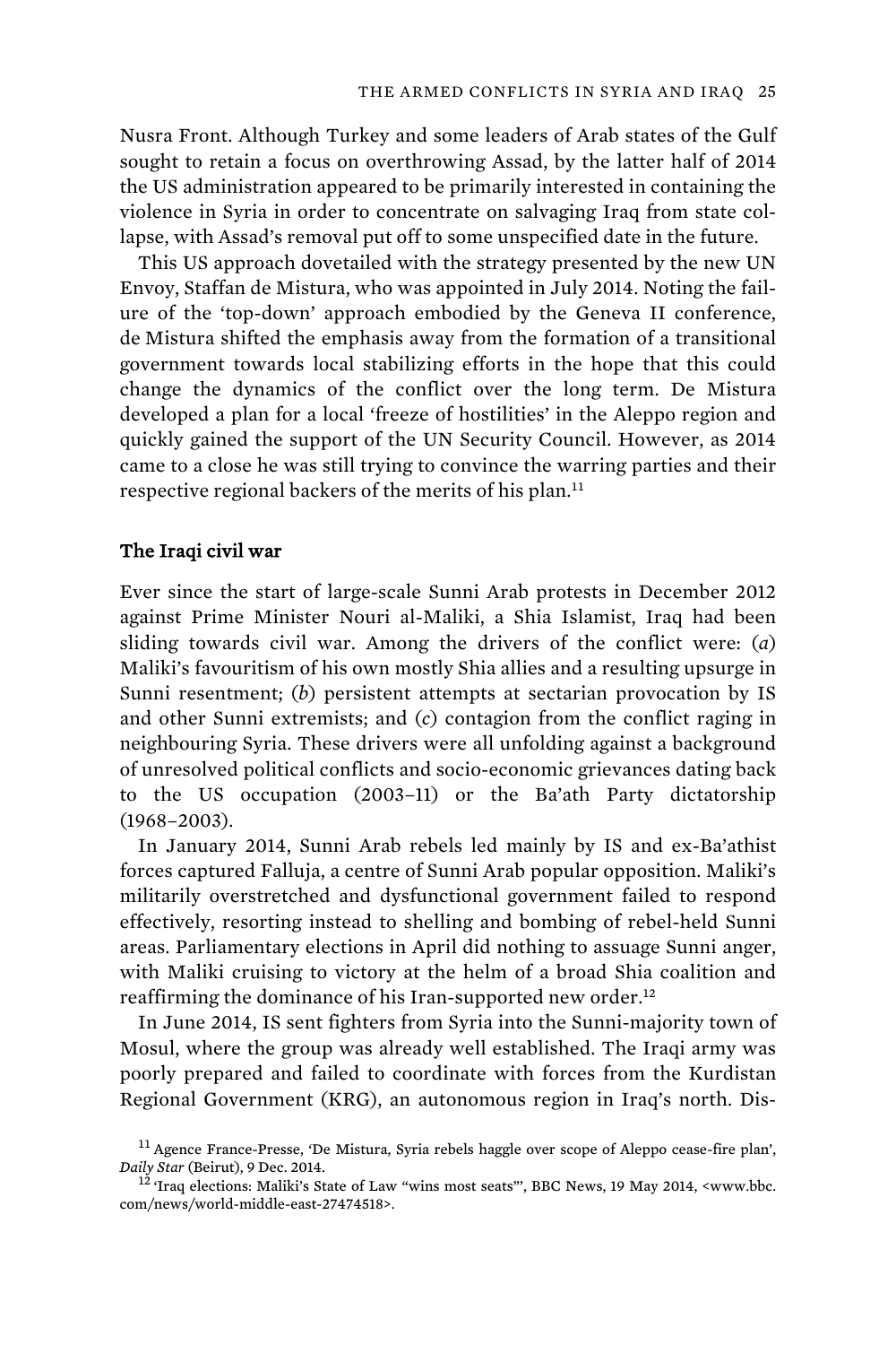Nusra Front. Although Turkey and some leaders of Arab states of the Gulf sought to retain a focus on overthrowing Assad, by the latter half of 2014 the US administration appeared to be primarily interested in containing the violence in Syria in order to concentrate on salvaging Iraq from state collapse, with Assad's removal put off to some unspecified date in the future.

This US approach dovetailed with the strategy presented by the new UN Envoy, Staffan de Mistura, who was appointed in July 2014. Noting the failure of the 'top-down' approach embodied by the Geneva II conference, de Mistura shifted the emphasis away from the formation of a transitional government towards local stabilizing efforts in the hope that this could change the dynamics of the conflict over the long term. De Mistura developed a plan for a local 'freeze of hostilities' in the Aleppo region and quickly gained the support of the UN Security Council. However, as 2014 came to a close he was still trying to convince the warring parties and their respective regional backers of the merits of his plan.[11]

## The Iraqi civil war

Ever since the start of large-scale Sunni Arab protests in December 2012 against Prime Minister Nouri al-Maliki, a Shia Islamist, Iraq had been sliding towards civil war. Among the drivers of the conflict were: (*a*) Maliki's favouritism of his own mostly Shia allies and a resulting upsurge in Sunni resentment; (*b*) persistent attempts at sectarian provocation by IS and other Sunni extremists; and (*c*) contagion from the conflict raging in neighbouring Syria. These drivers were all unfolding against a background of unresolved political conflicts and socio-economic grievances dating back to the US occupation (2003–11) or the Ba'ath Party dictatorship (1968–2003).

In January 2014, Sunni Arab rebels led mainly by IS and ex-Ba'athist forces captured Falluja, a centre of Sunni Arab popular opposition. Maliki's militarily overstretched and dysfunctional government failed to respond effectively, resorting instead to shelling and bombing of rebel-held Sunni areas. Parliamentary elections in April did nothing to assuage Sunni anger, with Maliki cruising to victory at the helm of a broad Shia coalition and reaffirming the dominance of his Iran-supported new order.[12]

In June 2014, IS sent fighters from Syria into the Sunni-majority town of Mosul, where the group was already well established. The Iraqi army was poorly prepared and failed to coordinate with forces from the Kurdistan Regional Government (KRG), an autonomous region in Iraq's north. Dis-

[11] Agence France-Presse, 'De Mistura, Syria rebels haggle over scope of Aleppo cease-fire plan', *Daily Star* (Beirut), 9 Dec. 2014.

[12] 'Iraq elections: Maliki's State of Law "wins most seats"', BBC News, 19 May 2014, <www.bbc.com/news/world-middle-east-27474518>.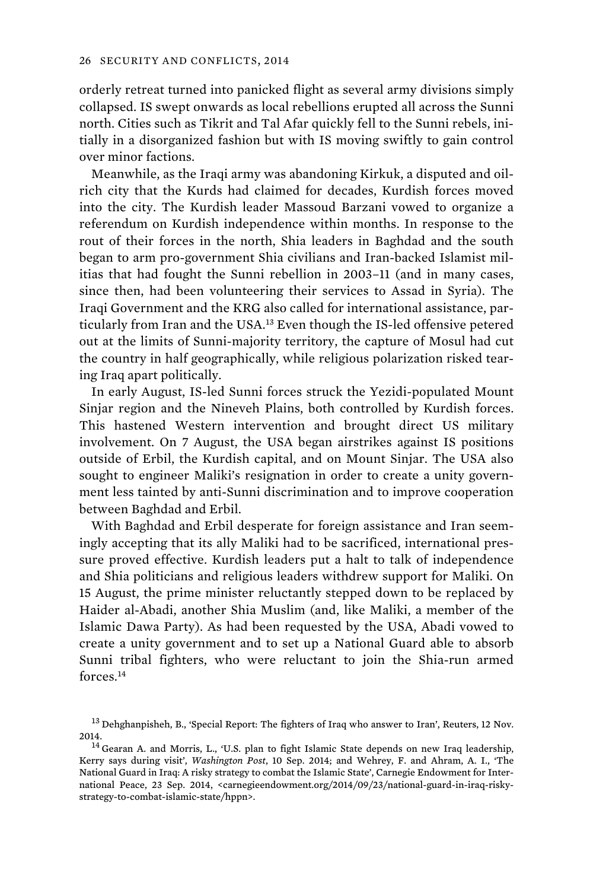orderly retreat turned into panicked flight as several army divisions simply collapsed. IS swept onwards as local rebellions erupted all across the Sunni north. Cities such as Tikrit and Tal Afar quickly fell to the Sunni rebels, initially in a disorganized fashion but with IS moving swiftly to gain control over minor factions.

Meanwhile, as the Iraqi army was abandoning Kirkuk, a disputed and oil-rich city that the Kurds had claimed for decades, Kurdish forces moved into the city. The Kurdish leader Massoud Barzani vowed to organize a referendum on Kurdish independence within months. In response to the rout of their forces in the north, Shia leaders in Baghdad and the south began to arm pro-government Shia civilians and Iran-backed Islamist militias that had fought the Sunni rebellion in 2003–11 (and in many cases, since then, had been volunteering their services to Assad in Syria). The Iraqi Government and the KRG also called for international assistance, particularly from Iran and the USA.[13] Even though the IS-led offensive petered out at the limits of Sunni-majority territory, the capture of Mosul had cut the country in half geographically, while religious polarization risked tearing Iraq apart politically.

In early August, IS-led Sunni forces struck the Yezidi-populated Mount Sinjar region and the Nineveh Plains, both controlled by Kurdish forces. This hastened Western intervention and brought direct US military involvement. On 7 August, the USA began airstrikes against IS positions outside of Erbil, the Kurdish capital, and on Mount Sinjar. The USA also sought to engineer Maliki's resignation in order to create a unity government less tainted by anti-Sunni discrimination and to improve cooperation between Baghdad and Erbil.

With Baghdad and Erbil desperate for foreign assistance and Iran seemingly accepting that its ally Maliki had to be sacrificed, international pressure proved effective. Kurdish leaders put a halt to talk of independence and Shia politicians and religious leaders withdrew support for Maliki. On 15 August, the prime minister reluctantly stepped down to be replaced by Haider al-Abadi, another Shia Muslim (and, like Maliki, a member of the Islamic Dawa Party). As had been requested by the USA, Abadi vowed to create a unity government and to set up a National Guard able to absorb Sunni tribal fighters, who were reluctant to join the Shia-run armed forces.[14]

[13] Dehghanpisheh, B., 'Special Report: The fighters of Iraq who answer to Iran', Reuters, 12 Nov. 2014.

[14] Gearan A. and Morris, L., 'U.S. plan to fight Islamic State depends on new Iraq leadership, Kerry says during visit', *Washington Post*, 10 Sep. 2014; and Wehrey, F. and Ahram, A. I., 'The National Guard in Iraq: A risky strategy to combat the Islamic State', Carnegie Endowment for International Peace, 23 Sep. 2014, <carnegieendowment.org/2014/09/23/national-guard-in-iraq-risky-strategy-to-combat-islamic-state/hppn>.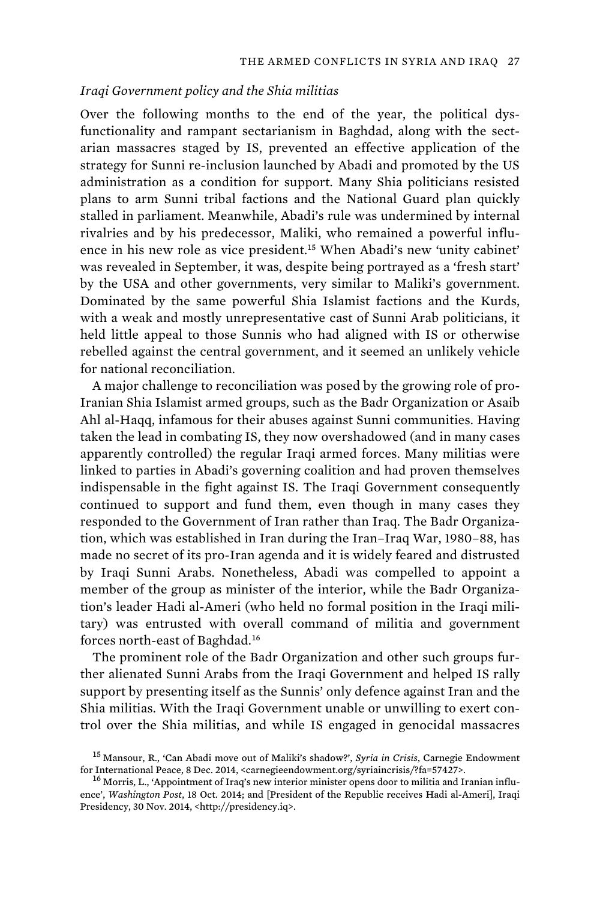*Iraqi Government policy and the Shia militias*

Over the following months to the end of the year, the political dysfunctionality and rampant sectarianism in Baghdad, along with the sectarian massacres staged by IS, prevented an effective application of the strategy for Sunni re-inclusion launched by Abadi and promoted by the US administration as a condition for support. Many Shia politicians resisted plans to arm Sunni tribal factions and the National Guard plan quickly stalled in parliament. Meanwhile, Abadi's rule was undermined by internal rivalries and by his predecessor, Maliki, who remained a powerful influence in his new role as vice president.[15] When Abadi's new 'unity cabinet' was revealed in September, it was, despite being portrayed as a 'fresh start' by the USA and other governments, very similar to Maliki's government. Dominated by the same powerful Shia Islamist factions and the Kurds, with a weak and mostly unrepresentative cast of Sunni Arab politicians, it held little appeal to those Sunnis who had aligned with IS or otherwise rebelled against the central government, and it seemed an unlikely vehicle for national reconciliation.

A major challenge to reconciliation was posed by the growing role of pro-Iranian Shia Islamist armed groups, such as the Badr Organization or Asaib Ahl al-Haqq, infamous for their abuses against Sunni communities. Having taken the lead in combating IS, they now overshadowed (and in many cases apparently controlled) the regular Iraqi armed forces. Many militias were linked to parties in Abadi's governing coalition and had proven themselves indispensable in the fight against IS. The Iraqi Government consequently continued to support and fund them, even though in many cases they responded to the Government of Iran rather than Iraq. The Badr Organization, which was established in Iran during the Iran–Iraq War, 1980–88, has made no secret of its pro-Iran agenda and it is widely feared and distrusted by Iraqi Sunni Arabs. Nonetheless, Abadi was compelled to appoint a member of the group as minister of the interior, while the Badr Organization's leader Hadi al-Ameri (who held no formal position in the Iraqi military) was entrusted with overall command of militia and government forces north-east of Baghdad.[16]

The prominent role of the Badr Organization and other such groups further alienated Sunni Arabs from the Iraqi Government and helped IS rally support by presenting itself as the Sunnis' only defence against Iran and the Shia militias. With the Iraqi Government unable or unwilling to exert control over the Shia militias, and while IS engaged in genocidal massacres

[15] Mansour, R., 'Can Abadi move out of Maliki's shadow?', *Syria in Crisis*, Carnegie Endowment for International Peace, 8 Dec. 2014, <carnegieendowment.org/syriaincrisis/?fa=57427>.

[16] Morris, L., 'Appointment of Iraq's new interior minister opens door to militia and Iranian influence', *Washington Post*, 18 Oct. 2014; and [President of the Republic receives Hadi al-Ameri], Iraqi Presidency, 30 Nov. 2014, <http://presidency.iq>.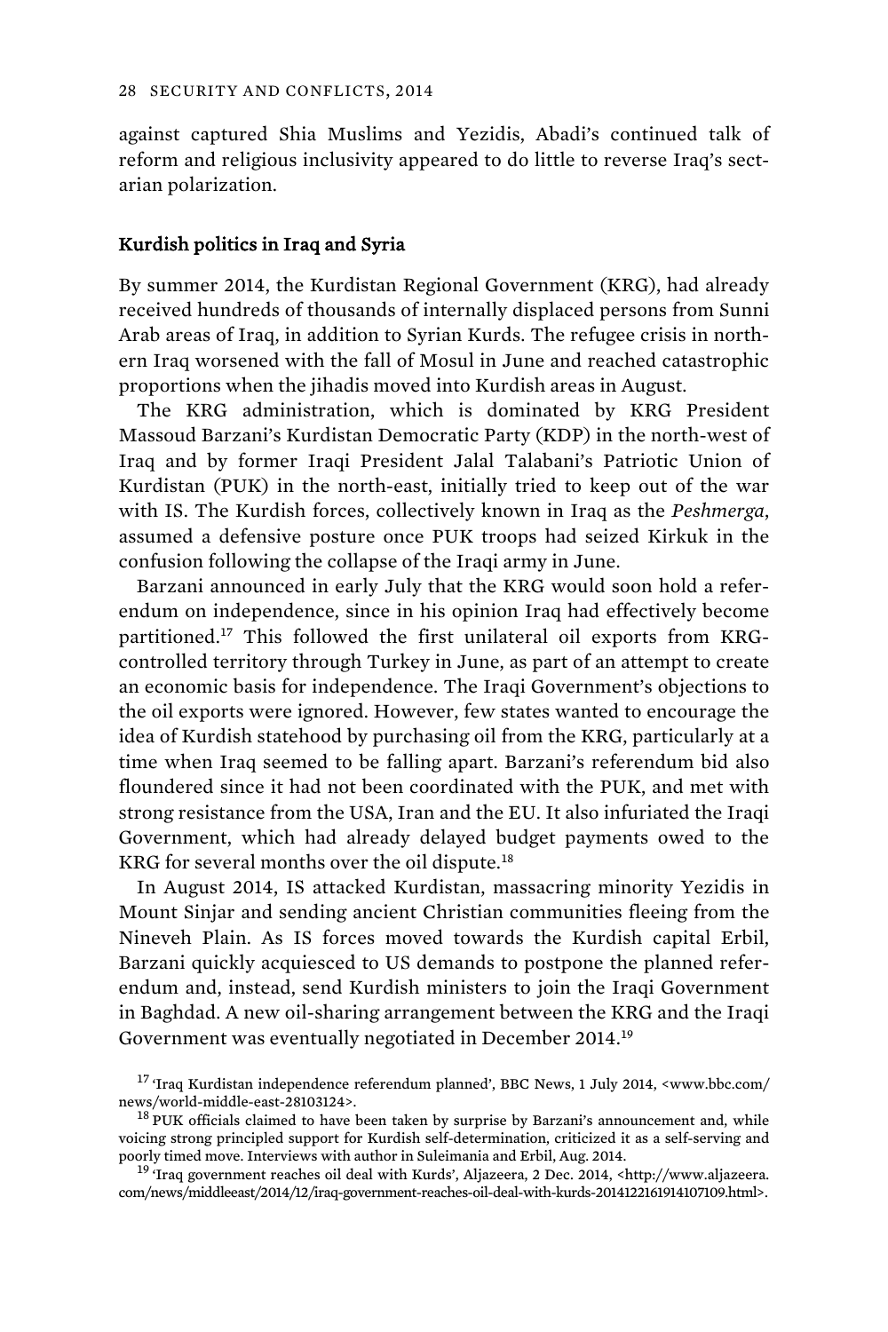against captured Shia Muslims and Yezidis, Abadi's continued talk of reform and religious inclusivity appeared to do little to reverse Iraq's sectarian polarization.

## Kurdish politics in Iraq and Syria

By summer 2014, the Kurdistan Regional Government (KRG), had already received hundreds of thousands of internally displaced persons from Sunni Arab areas of Iraq, in addition to Syrian Kurds. The refugee crisis in northern Iraq worsened with the fall of Mosul in June and reached catastrophic proportions when the jihadis moved into Kurdish areas in August.

The KRG administration, which is dominated by KRG President Massoud Barzani's Kurdistan Democratic Party (KDP) in the north-west of Iraq and by former Iraqi President Jalal Talabani's Patriotic Union of Kurdistan (PUK) in the north-east, initially tried to keep out of the war with IS. The Kurdish forces, collectively known in Iraq as the *Peshmerga*, assumed a defensive posture once PUK troops had seized Kirkuk in the confusion following the collapse of the Iraqi army in June.

Barzani announced in early July that the KRG would soon hold a referendum on independence, since in his opinion Iraq had effectively become partitioned.[17] This followed the first unilateral oil exports from KRG-controlled territory through Turkey in June, as part of an attempt to create an economic basis for independence. The Iraqi Government's objections to the oil exports were ignored. However, few states wanted to encourage the idea of Kurdish statehood by purchasing oil from the KRG, particularly at a time when Iraq seemed to be falling apart. Barzani's referendum bid also floundered since it had not been coordinated with the PUK, and met with strong resistance from the USA, Iran and the EU. It also infuriated the Iraqi Government, which had already delayed budget payments owed to the KRG for several months over the oil dispute.[18]

In August 2014, IS attacked Kurdistan, massacring minority Yezidis in Mount Sinjar and sending ancient Christian communities fleeing from the Nineveh Plain. As IS forces moved towards the Kurdish capital Erbil, Barzani quickly acquiesced to US demands to postpone the planned referendum and, instead, send Kurdish ministers to join the Iraqi Government in Baghdad. A new oil-sharing arrangement between the KRG and the Iraqi Government was eventually negotiated in December 2014.[19]

[17] 'Iraq Kurdistan independence referendum planned', BBC News, 1 July 2014, <www.bbc.com/news/world-middle-east-28103124>.

[18] PUK officials claimed to have been taken by surprise by Barzani's announcement and, while voicing strong principled support for Kurdish self-determination, criticized it as a self-serving and poorly timed move. Interviews with author in Suleimania and Erbil, Aug. 2014.

[19] 'Iraq government reaches oil deal with Kurds', Aljazeera, 2 Dec. 2014, <http://www.aljazeera.com/news/middleeast/2014/12/iraq-government-reaches-oil-deal-with-kurds-2014122161914107109.html>.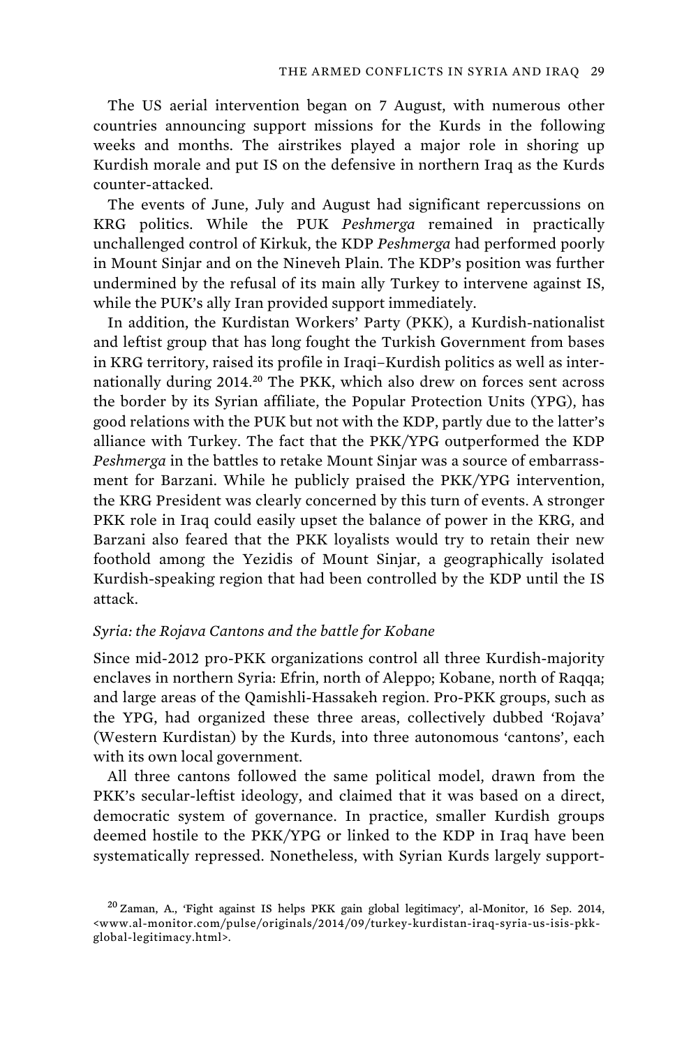The US aerial intervention began on 7 August, with numerous other countries announcing support missions for the Kurds in the following weeks and months. The airstrikes played a major role in shoring up Kurdish morale and put IS on the defensive in northern Iraq as the Kurds counter-attacked.

The events of June, July and August had significant repercussions on KRG politics. While the PUK *Peshmerga* remained in practically unchallenged control of Kirkuk, the KDP *Peshmerga* had performed poorly in Mount Sinjar and on the Nineveh Plain. The KDP's position was further undermined by the refusal of its main ally Turkey to intervene against IS, while the PUK's ally Iran provided support immediately.

In addition, the Kurdistan Workers' Party (PKK), a Kurdish-nationalist and leftist group that has long fought the Turkish Government from bases in KRG territory, raised its profile in Iraqi–Kurdish politics as well as internationally during 2014.[20] The PKK, which also drew on forces sent across the border by its Syrian affiliate, the Popular Protection Units (YPG), has good relations with the PUK but not with the KDP, partly due to the latter's alliance with Turkey. The fact that the PKK/YPG outperformed the KDP *Peshmerga* in the battles to retake Mount Sinjar was a source of embarrassment for Barzani. While he publicly praised the PKK/YPG intervention, the KRG President was clearly concerned by this turn of events. A stronger PKK role in Iraq could easily upset the balance of power in the KRG, and Barzani also feared that the PKK loyalists would try to retain their new foothold among the Yezidis of Mount Sinjar, a geographically isolated Kurdish-speaking region that had been controlled by the KDP until the IS attack.

### *Syria: the Rojava Cantons and the battle for Kobane*

Since mid-2012 pro-PKK organizations control all three Kurdish-majority enclaves in northern Syria: Efrin, north of Aleppo; Kobane, north of Raqqa; and large areas of the Qamishli-Hassakeh region. Pro-PKK groups, such as the YPG, had organized these three areas, collectively dubbed 'Rojava' (Western Kurdistan) by the Kurds, into three autonomous 'cantons', each with its own local government.

All three cantons followed the same political model, drawn from the PKK's secular-leftist ideology, and claimed that it was based on a direct, democratic system of governance. In practice, smaller Kurdish groups deemed hostile to the PKK/YPG or linked to the KDP in Iraq have been systematically repressed. Nonetheless, with Syrian Kurds largely support-

[20] Zaman, A., 'Fight against IS helps PKK gain global legitimacy', al-Monitor, 16 Sep. 2014, <www.al-monitor.com/pulse/originals/2014/09/turkey-kurdistan-iraq-syria-us-isis-pkk-global-legitimacy.html>.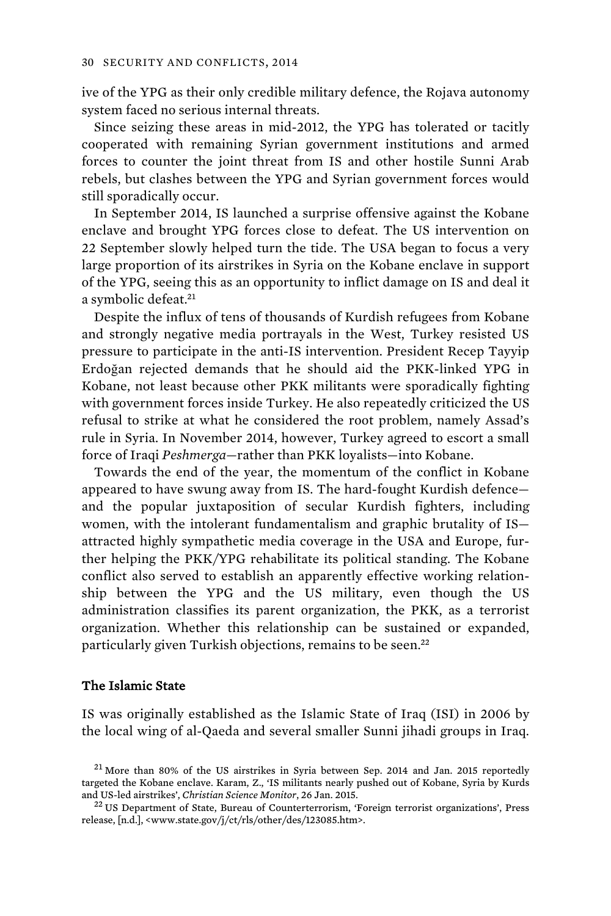ive of the YPG as their only credible military defence, the Rojava autonomy system faced no serious internal threats.

Since seizing these areas in mid-2012, the YPG has tolerated or tacitly cooperated with remaining Syrian government institutions and armed forces to counter the joint threat from IS and other hostile Sunni Arab rebels, but clashes between the YPG and Syrian government forces would still sporadically occur.

In September 2014, IS launched a surprise offensive against the Kobane enclave and brought YPG forces close to defeat. The US intervention on 22 September slowly helped turn the tide. The USA began to focus a very large proportion of its airstrikes in Syria on the Kobane enclave in support of the YPG, seeing this as an opportunity to inflict damage on IS and deal it a symbolic defeat.[21]

Despite the influx of tens of thousands of Kurdish refugees from Kobane and strongly negative media portrayals in the West, Turkey resisted US pressure to participate in the anti-IS intervention. President Recep Tayyip Erdoğan rejected demands that he should aid the PKK-linked YPG in Kobane, not least because other PKK militants were sporadically fighting with government forces inside Turkey. He also repeatedly criticized the US refusal to strike at what he considered the root problem, namely Assad's rule in Syria. In November 2014, however, Turkey agreed to escort a small force of Iraqi *Peshmerga*—rather than PKK loyalists—into Kobane.

Towards the end of the year, the momentum of the conflict in Kobane appeared to have swung away from IS. The hard-fought Kurdish defence—and the popular juxtaposition of secular Kurdish fighters, including women, with the intolerant fundamentalism and graphic brutality of IS—attracted highly sympathetic media coverage in the USA and Europe, further helping the PKK/YPG rehabilitate its political standing. The Kobane conflict also served to establish an apparently effective working relationship between the YPG and the US military, even though the US administration classifies its parent organization, the PKK, as a terrorist organization. Whether this relationship can be sustained or expanded, particularly given Turkish objections, remains to be seen.[22]

## The Islamic State

IS was originally established as the Islamic State of Iraq (ISI) in 2006 by the local wing of al-Qaeda and several smaller Sunni jihadi groups in Iraq.

[21] More than 80% of the US airstrikes in Syria between Sep. 2014 and Jan. 2015 reportedly targeted the Kobane enclave. Karam, Z., 'IS militants nearly pushed out of Kobane, Syria by Kurds and US-led airstrikes', *Christian Science Monitor*, 26 Jan. 2015.

[22] US Department of State, Bureau of Counterterrorism, 'Foreign terrorist organizations', Press release, [n.d.], <www.state.gov/j/ct/rls/other/des/123085.htm>.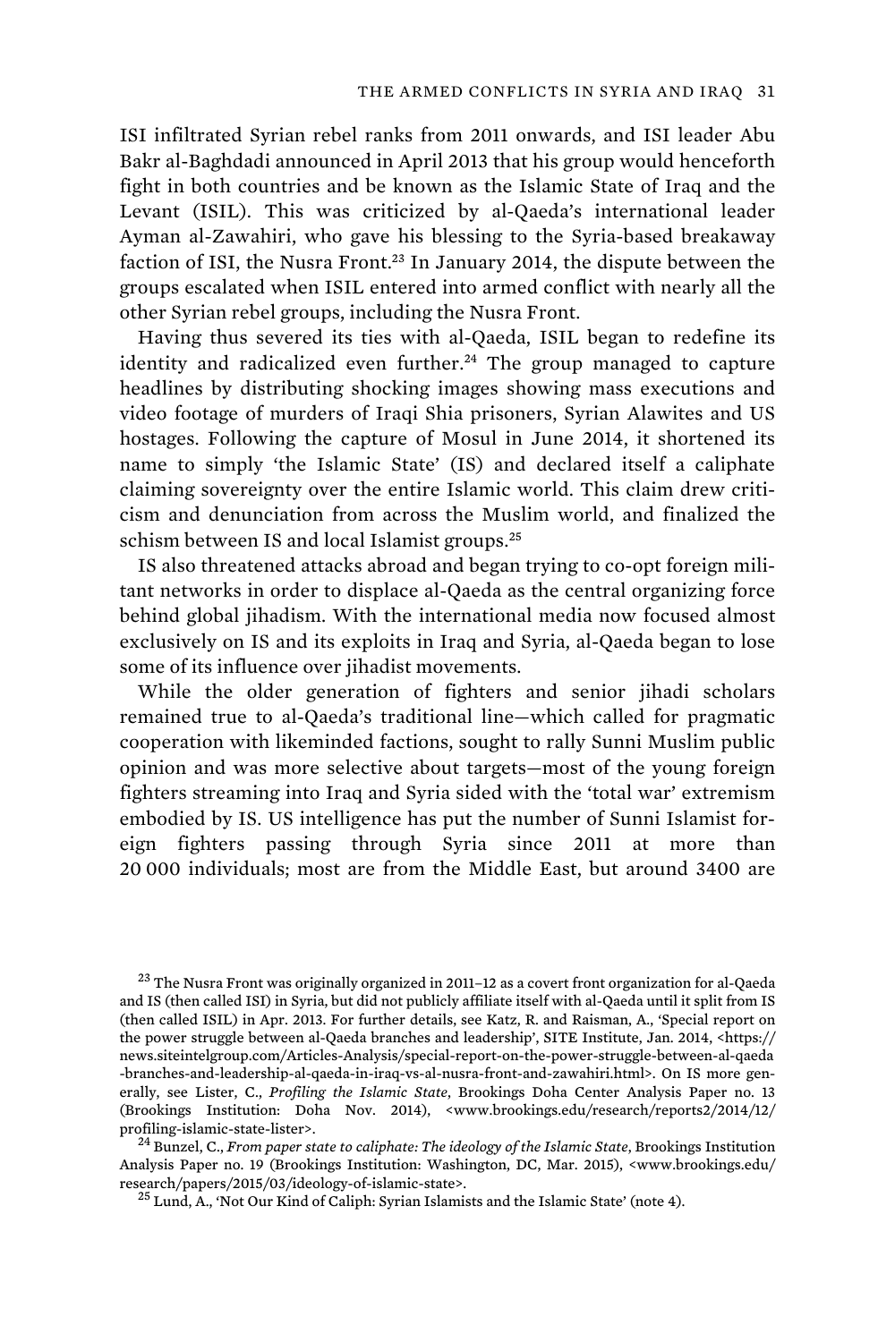ISI infiltrated Syrian rebel ranks from 2011 onwards, and ISI leader Abu Bakr al-Baghdadi announced in April 2013 that his group would henceforth fight in both countries and be known as the Islamic State of Iraq and the Levant (ISIL). This was criticized by al-Qaeda's international leader Ayman al-Zawahiri, who gave his blessing to the Syria-based breakaway faction of ISI, the Nusra Front.[23] In January 2014, the dispute between the groups escalated when ISIL entered into armed conflict with nearly all the other Syrian rebel groups, including the Nusra Front.

Having thus severed its ties with al-Qaeda, ISIL began to redefine its identity and radicalized even further.[24] The group managed to capture headlines by distributing shocking images showing mass executions and video footage of murders of Iraqi Shia prisoners, Syrian Alawites and US hostages. Following the capture of Mosul in June 2014, it shortened its name to simply 'the Islamic State' (IS) and declared itself a caliphate claiming sovereignty over the entire Islamic world. This claim drew criticism and denunciation from across the Muslim world, and finalized the schism between IS and local Islamist groups.[25]

IS also threatened attacks abroad and began trying to co-opt foreign militant networks in order to displace al-Qaeda as the central organizing force behind global jihadism. With the international media now focused almost exclusively on IS and its exploits in Iraq and Syria, al-Qaeda began to lose some of its influence over jihadist movements.

While the older generation of fighters and senior jihadi scholars remained true to al-Qaeda's traditional line—which called for pragmatic cooperation with likeminded factions, sought to rally Sunni Muslim public opinion and was more selective about targets—most of the young foreign fighters streaming into Iraq and Syria sided with the 'total war' extremism embodied by IS. US intelligence has put the number of Sunni Islamist foreign fighters passing through Syria since 2011 at more than 20 000 individuals; most are from the Middle East, but around 3400 are

[23] The Nusra Front was originally organized in 2011–12 as a covert front organization for al-Qaeda and IS (then called ISI) in Syria, but did not publicly affiliate itself with al-Qaeda until it split from IS (then called ISIL) in Apr. 2013. For further details, see Katz, R. and Raisman, A., 'Special report on the power struggle between al-Qaeda branches and leadership', SITE Institute, Jan. 2014, <https://news.siteintelgroup.com/Articles-Analysis/special-report-on-the-power-struggle-between-al-qaeda-branches-and-leadership-al-qaeda-in-iraq-vs-al-nusra-front-and-zawahiri.html>. On IS more generally, see Lister, C., *Profiling the Islamic State*, Brookings Doha Center Analysis Paper no. 13 (Brookings Institution: Doha Nov. 2014), <www.brookings.edu/research/reports2/2014/12/profiling-islamic-state-lister>.

[24] Bunzel, C., *From paper state to caliphate: The ideology of the Islamic State*, Brookings Institution Analysis Paper no. 19 (Brookings Institution: Washington, DC, Mar. 2015), <www.brookings.edu/research/papers/2015/03/ideology-of-islamic-state>.

[25] Lund, A., 'Not Our Kind of Caliph: Syrian Islamists and the Islamic State' (note 4).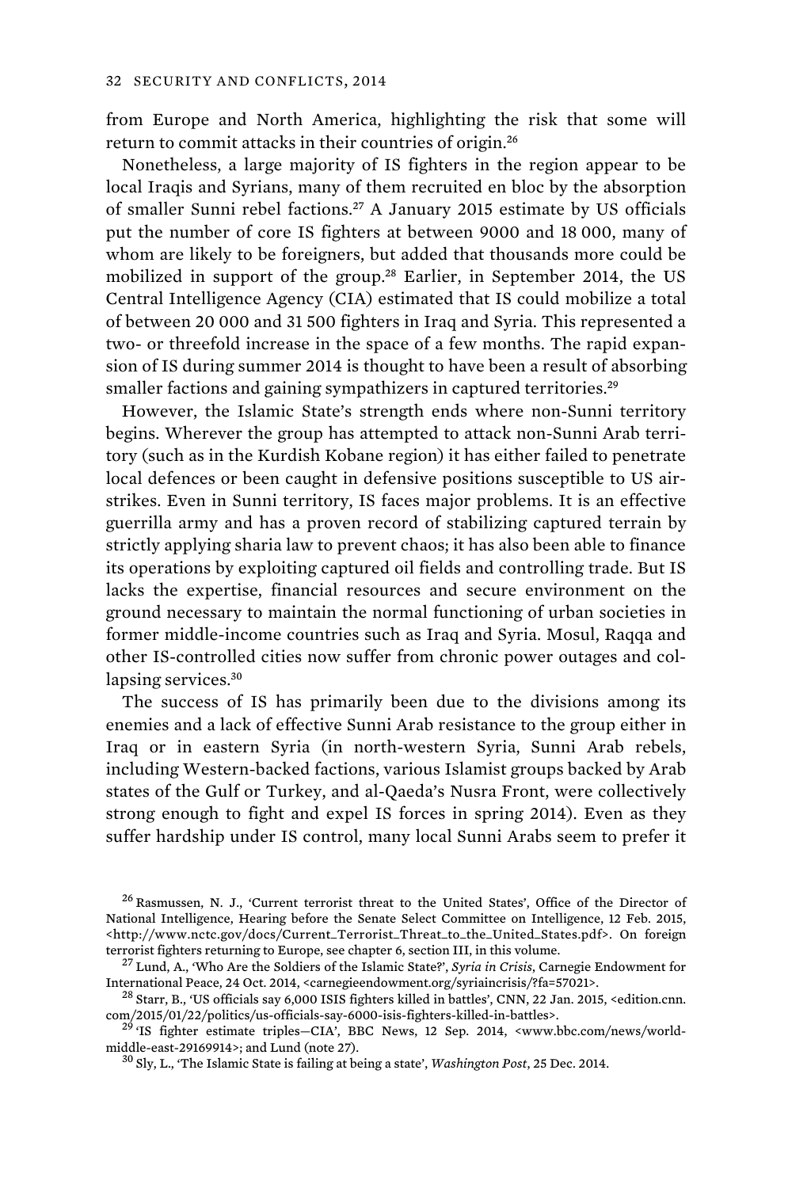from Europe and North America, highlighting the risk that some will return to commit attacks in their countries of origin.[26]

Nonetheless, a large majority of IS fighters in the region appear to be local Iraqis and Syrians, many of them recruited en bloc by the absorption of smaller Sunni rebel factions.[27] A January 2015 estimate by US officials put the number of core IS fighters at between 9000 and 18 000, many of whom are likely to be foreigners, but added that thousands more could be mobilized in support of the group.[28] Earlier, in September 2014, the US Central Intelligence Agency (CIA) estimated that IS could mobilize a total of between 20 000 and 31 500 fighters in Iraq and Syria. This represented a two- or threefold increase in the space of a few months. The rapid expansion of IS during summer 2014 is thought to have been a result of absorbing smaller factions and gaining sympathizers in captured territories.[29]

However, the Islamic State's strength ends where non-Sunni territory begins. Wherever the group has attempted to attack non-Sunni Arab territory (such as in the Kurdish Kobane region) it has either failed to penetrate local defences or been caught in defensive positions susceptible to US airstrikes. Even in Sunni territory, IS faces major problems. It is an effective guerrilla army and has a proven record of stabilizing captured terrain by strictly applying sharia law to prevent chaos; it has also been able to finance its operations by exploiting captured oil fields and controlling trade. But IS lacks the expertise, financial resources and secure environment on the ground necessary to maintain the normal functioning of urban societies in former middle-income countries such as Iraq and Syria. Mosul, Raqqa and other IS-controlled cities now suffer from chronic power outages and collapsing services.[30]

The success of IS has primarily been due to the divisions among its enemies and a lack of effective Sunni Arab resistance to the group either in Iraq or in eastern Syria (in north-western Syria, Sunni Arab rebels, including Western-backed factions, various Islamist groups backed by Arab states of the Gulf or Turkey, and al-Qaeda's Nusra Front, were collectively strong enough to fight and expel IS forces in spring 2014). Even as they suffer hardship under IS control, many local Sunni Arabs seem to prefer it

---

[26] Rasmussen, N. J., 'Current terrorist threat to the United States', Office of the Director of National Intelligence, Hearing before the Senate Select Committee on Intelligence, 12 Feb. 2015, <http://www.nctc.gov/docs/Current_Terrorist_Threat_to_the_United_States.pdf>. On foreign terrorist fighters returning to Europe, see chapter 6, section III, in this volume.

[27] Lund, A., 'Who Are the Soldiers of the Islamic State?', *Syria in Crisis*, Carnegie Endowment for International Peace, 24 Oct. 2014, <carnegieendowment.org/syriaincrisis/?fa=57021>.

[28] Starr, B., 'US officials say 6,000 ISIS fighters killed in battles', CNN, 22 Jan. 2015, <edition.cnn.com/2015/01/22/politics/us-officials-say-6000-isis-fighters-killed-in-battles>.

[29] 'IS fighter estimate triples—CIA', BBC News, 12 Sep. 2014, <www.bbc.com/news/world-middle-east-29169914>; and Lund (note 27).

[30] Sly, L., 'The Islamic State is failing at being a state', *Washington Post*, 25 Dec. 2014.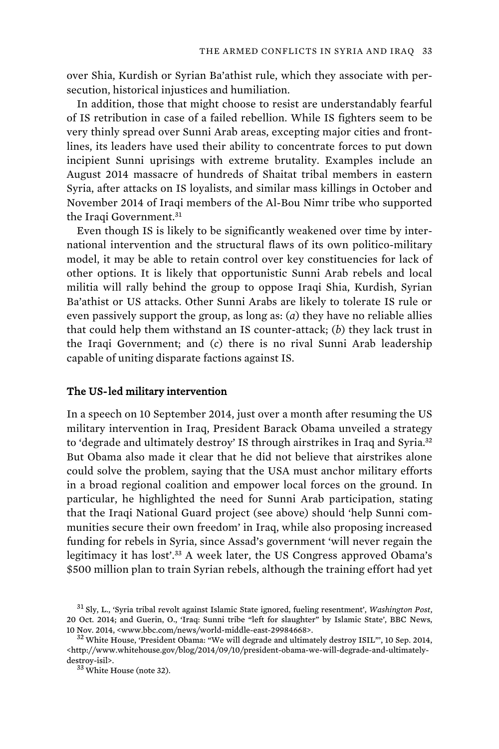over Shia, Kurdish or Syrian Ba'athist rule, which they associate with persecution, historical injustices and humiliation.

In addition, those that might choose to resist are understandably fearful of IS retribution in case of a failed rebellion. While IS fighters seem to be very thinly spread over Sunni Arab areas, excepting major cities and frontlines, its leaders have used their ability to concentrate forces to put down incipient Sunni uprisings with extreme brutality. Examples include an August 2014 massacre of hundreds of Shaitat tribal members in eastern Syria, after attacks on IS loyalists, and similar mass killings in October and November 2014 of Iraqi members of the Al-Bou Nimr tribe who supported the Iraqi Government.[31]

Even though IS is likely to be significantly weakened over time by international intervention and the structural flaws of its own politico-military model, it may be able to retain control over key constituencies for lack of other options. It is likely that opportunistic Sunni Arab rebels and local militia will rally behind the group to oppose Iraqi Shia, Kurdish, Syrian Ba'athist or US attacks. Other Sunni Arabs are likely to tolerate IS rule or even passively support the group, as long as: (*a*) they have no reliable allies that could help them withstand an IS counter-attack; (*b*) they lack trust in the Iraqi Government; and (*c*) there is no rival Sunni Arab leadership capable of uniting disparate factions against IS.

## The US-led military intervention

In a speech on 10 September 2014, just over a month after resuming the US military intervention in Iraq, President Barack Obama unveiled a strategy to 'degrade and ultimately destroy' IS through airstrikes in Iraq and Syria.[32] But Obama also made it clear that he did not believe that airstrikes alone could solve the problem, saying that the USA must anchor military efforts in a broad regional coalition and empower local forces on the ground. In particular, he highlighted the need for Sunni Arab participation, stating that the Iraqi National Guard project (see above) should 'help Sunni communities secure their own freedom' in Iraq, while also proposing increased funding for rebels in Syria, since Assad's government 'will never regain the legitimacy it has lost'.[33] A week later, the US Congress approved Obama's $500 million plan to train Syrian rebels, although the training effort had yet

[31] Sly, L., 'Syria tribal revolt against Islamic State ignored, fueling resentment', *Washington Post*, 20 Oct. 2014; and Guerin, O., 'Iraq: Sunni tribe "left for slaughter" by Islamic State', BBC News, 10 Nov. 2014, <www.bbc.com/news/world-middle-east-29984668>.

[32] White House, 'President Obama: "We will degrade and ultimately destroy ISIL"', 10 Sep. 2014, <http://www.whitehouse.gov/blog/2014/09/10/president-obama-we-will-degrade-and-ultimately-destroy-isil>.

[33] White House (note 32).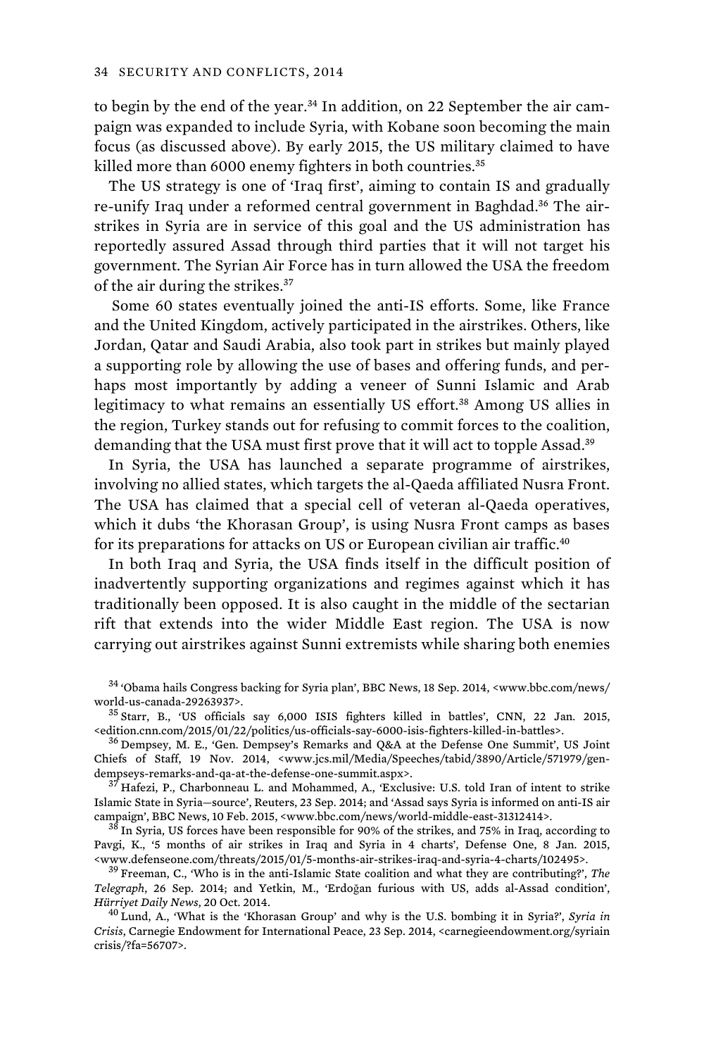to begin by the end of the year.[34] In addition, on 22 September the air campaign was expanded to include Syria, with Kobane soon becoming the main focus (as discussed above). By early 2015, the US military claimed to have killed more than 6000 enemy fighters in both countries.[35]

The US strategy is one of 'Iraq first', aiming to contain IS and gradually re-unify Iraq under a reformed central government in Baghdad.[36] The airstrikes in Syria are in service of this goal and the US administration has reportedly assured Assad through third parties that it will not target his government. The Syrian Air Force has in turn allowed the USA the freedom of the air during the strikes.[37]

Some 60 states eventually joined the anti-IS efforts. Some, like France and the United Kingdom, actively participated in the airstrikes. Others, like Jordan, Qatar and Saudi Arabia, also took part in strikes but mainly played a supporting role by allowing the use of bases and offering funds, and perhaps most importantly by adding a veneer of Sunni Islamic and Arab legitimacy to what remains an essentially US effort.[38] Among US allies in the region, Turkey stands out for refusing to commit forces to the coalition, demanding that the USA must first prove that it will act to topple Assad.[39]

In Syria, the USA has launched a separate programme of airstrikes, involving no allied states, which targets the al-Qaeda affiliated Nusra Front. The USA has claimed that a special cell of veteran al-Qaeda operatives, which it dubs 'the Khorasan Group', is using Nusra Front camps as bases for its preparations for attacks on US or European civilian air traffic.[40]

In both Iraq and Syria, the USA finds itself in the difficult position of inadvertently supporting organizations and regimes against which it has traditionally been opposed. It is also caught in the middle of the sectarian rift that extends into the wider Middle East region. The USA is now carrying out airstrikes against Sunni extremists while sharing both enemies

---

[34] 'Obama hails Congress backing for Syria plan', BBC News, 18 Sep. 2014, <www.bbc.com/news/world-us-canada-29263937>.

[35] Starr, B., 'US officials say 6,000 ISIS fighters killed in battles', CNN, 22 Jan. 2015, <edition.cnn.com/2015/01/22/politics/us-officials-say-6000-isis-fighters-killed-in-battles>.

[36] Dempsey, M. E., 'Gen. Dempsey's Remarks and Q&A at the Defense One Summit', US Joint Chiefs of Staff, 19 Nov. 2014, <www.jcs.mil/Media/Speeches/tabid/3890/Article/571979/gen-dempseys-remarks-and-qa-at-the-defense-one-summit.aspx>.

[37] Hafezi, P., Charbonneau L. and Mohammed, A., 'Exclusive: U.S. told Iran of intent to strike Islamic State in Syria—source', Reuters, 23 Sep. 2014; and 'Assad says Syria is informed on anti-IS air campaign', BBC News, 10 Feb. 2015, <www.bbc.com/news/world-middle-east-31312414>.

[38] In Syria, US forces have been responsible for 90% of the strikes, and 75% in Iraq, according to Pavgi, K., '5 months of air strikes in Iraq and Syria in 4 charts', Defense One, 8 Jan. 2015, <www.defenseone.com/threats/2015/01/5-months-air-strikes-iraq-and-syria-4-charts/102495>.

[39] Freeman, C., 'Who is in the anti-Islamic State coalition and what they are contributing?', *The Telegraph*, 26 Sep. 2014; and Yetkin, M., 'Erdoğan furious with US, adds al-Assad condition', *Hürriyet Daily News*, 20 Oct. 2014.

[40] Lund, A., 'What is the 'Khorasan Group' and why is the U.S. bombing it in Syria?', *Syria in Crisis*, Carnegie Endowment for International Peace, 23 Sep. 2014, <carnegieendowment.org/syriaincrisis/?fa=56707>.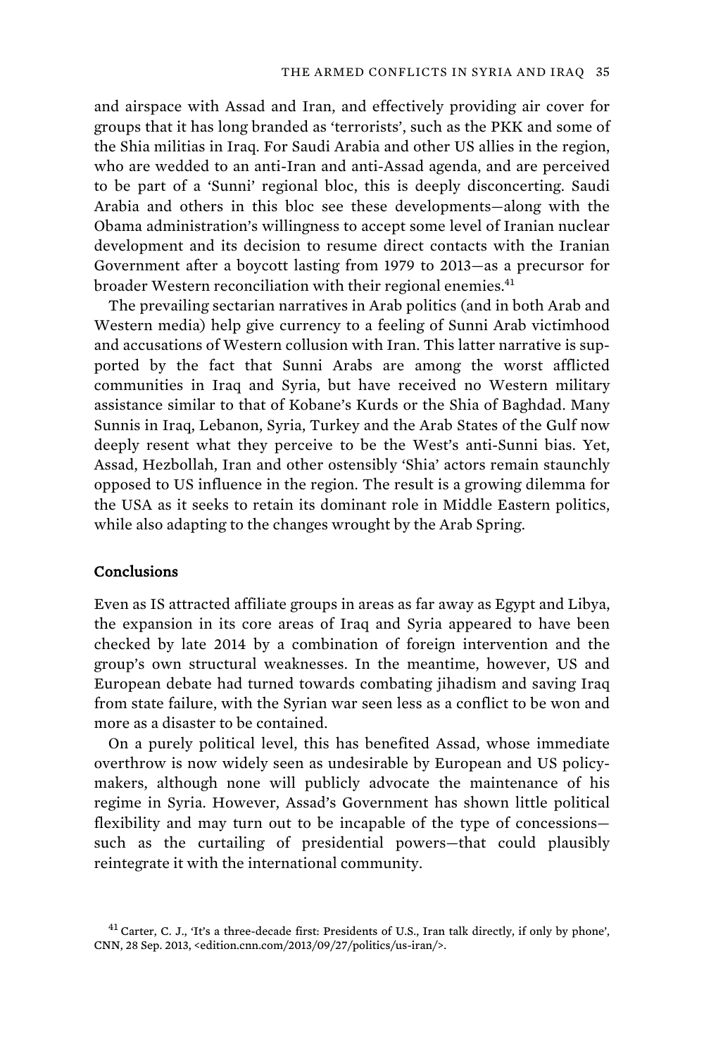and airspace with Assad and Iran, and effectively providing air cover for groups that it has long branded as 'terrorists', such as the PKK and some of the Shia militias in Iraq. For Saudi Arabia and other US allies in the region, who are wedded to an anti-Iran and anti-Assad agenda, and are perceived to be part of a 'Sunni' regional bloc, this is deeply disconcerting. Saudi Arabia and others in this bloc see these developments—along with the Obama administration's willingness to accept some level of Iranian nuclear development and its decision to resume direct contacts with the Iranian Government after a boycott lasting from 1979 to 2013—as a precursor for broader Western reconciliation with their regional enemies.[41]

The prevailing sectarian narratives in Arab politics (and in both Arab and Western media) help give currency to a feeling of Sunni Arab victimhood and accusations of Western collusion with Iran. This latter narrative is supported by the fact that Sunni Arabs are among the worst afflicted communities in Iraq and Syria, but have received no Western military assistance similar to that of Kobane's Kurds or the Shia of Baghdad. Many Sunnis in Iraq, Lebanon, Syria, Turkey and the Arab States of the Gulf now deeply resent what they perceive to be the West's anti-Sunni bias. Yet, Assad, Hezbollah, Iran and other ostensibly 'Shia' actors remain staunchly opposed to US influence in the region. The result is a growing dilemma for the USA as it seeks to retain its dominant role in Middle Eastern politics, while also adapting to the changes wrought by the Arab Spring.

## Conclusions

Even as IS attracted affiliate groups in areas as far away as Egypt and Libya, the expansion in its core areas of Iraq and Syria appeared to have been checked by late 2014 by a combination of foreign intervention and the group's own structural weaknesses. In the meantime, however, US and European debate had turned towards combating jihadism and saving Iraq from state failure, with the Syrian war seen less as a conflict to be won and more as a disaster to be contained.

On a purely political level, this has benefited Assad, whose immediate overthrow is now widely seen as undesirable by European and US policy-makers, although none will publicly advocate the maintenance of his regime in Syria. However, Assad's Government has shown little political flexibility and may turn out to be incapable of the type of concessions—such as the curtailing of presidential powers—that could plausibly reintegrate it with the international community.

[41] Carter, C. J., 'It's a three-decade first: Presidents of U.S., Iran talk directly, if only by phone', CNN, 28 Sep. 2013, <edition.cnn.com/2013/09/27/politics/us-iran/>.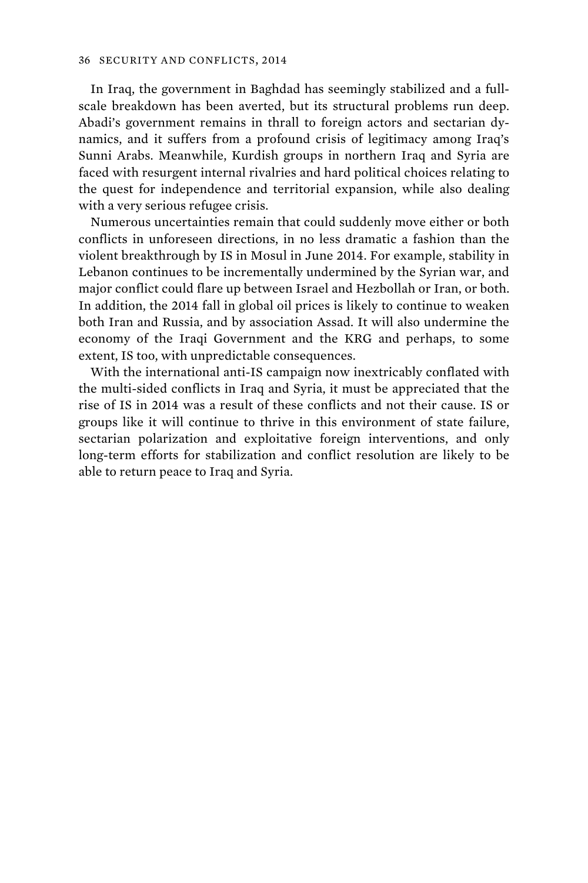In Iraq, the government in Baghdad has seemingly stabilized and a full-scale breakdown has been averted, but its structural problems run deep. Abadi's government remains in thrall to foreign actors and sectarian dynamics, and it suffers from a profound crisis of legitimacy among Iraq's Sunni Arabs. Meanwhile, Kurdish groups in northern Iraq and Syria are faced with resurgent internal rivalries and hard political choices relating to the quest for independence and territorial expansion, while also dealing with a very serious refugee crisis.

Numerous uncertainties remain that could suddenly move either or both conflicts in unforeseen directions, in no less dramatic a fashion than the violent breakthrough by IS in Mosul in June 2014. For example, stability in Lebanon continues to be incrementally undermined by the Syrian war, and major conflict could flare up between Israel and Hezbollah or Iran, or both. In addition, the 2014 fall in global oil prices is likely to continue to weaken both Iran and Russia, and by association Assad. It will also undermine the economy of the Iraqi Government and the KRG and perhaps, to some extent, IS too, with unpredictable consequences.

With the international anti-IS campaign now inextricably conflated with the multi-sided conflicts in Iraq and Syria, it must be appreciated that the rise of IS in 2014 was a result of these conflicts and not their cause. IS or groups like it will continue to thrive in this environment of state failure, sectarian polarization and exploitative foreign interventions, and only long-term efforts for stabilization and conflict resolution are likely to be able to return peace to Iraq and Syria.